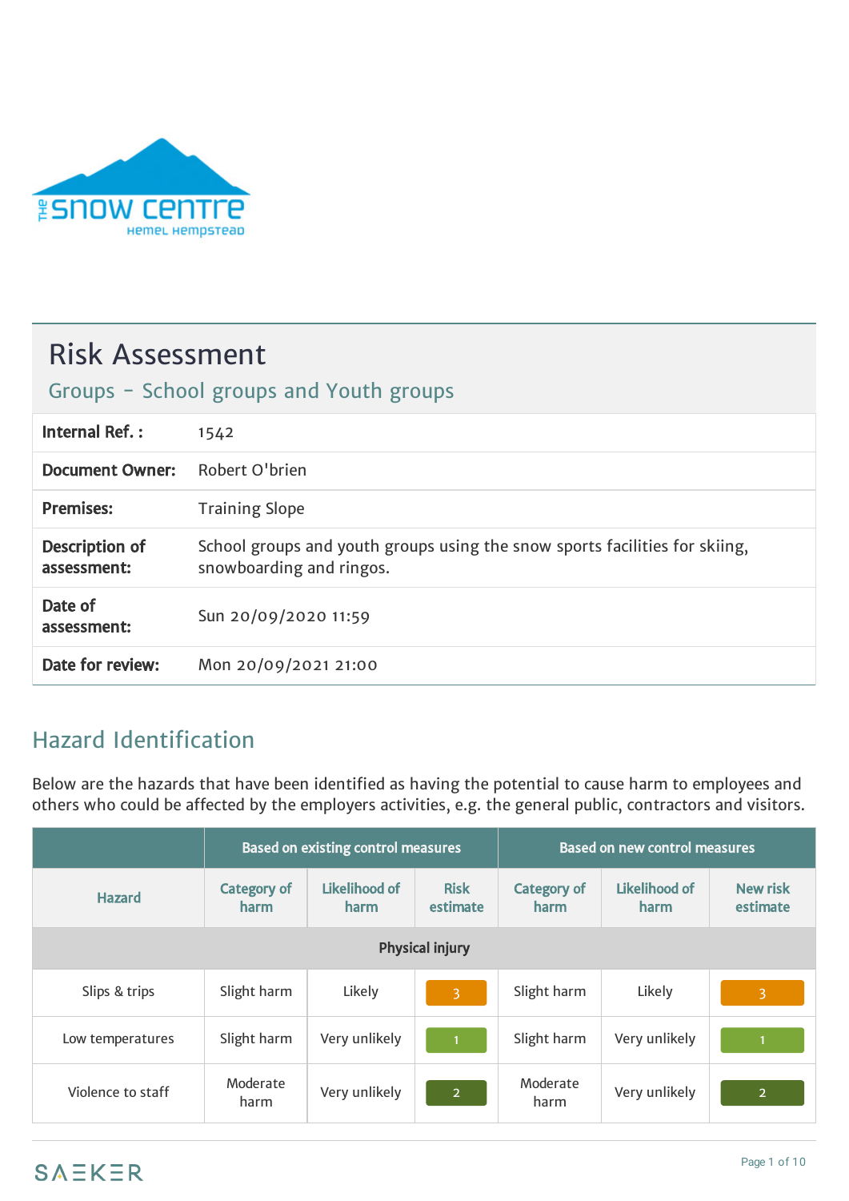# Risk Assessment

## Groups - School groups and Youth groups

| | |
|---|---|
| **Internal Ref. :** | 1542 |
| **Document Owner:** | Robert O'brien |
| **Premises:** | Training Slope |
| **Description of assessment:** | School groups and youth groups using the snow sports facilities for skiing, snowboarding and ringos. |
| **Date of assessment:** | Sun 20/09/2020 11:59 |
| **Date for review:** | Mon 20/09/2021 21:00 |

## Hazard Identification

Below are the hazards that have been identified as having the potential to cause harm to employees and others who could be affected by the employers activities, e.g. the general public, contractors and visitors.

| | Based on existing control measures | | | Based on new control measures | | |
|---|---|---|---|---|---|---|
| **Hazard** | **Category of harm** | **Likelihood of harm** | **Risk estimate** | **Category of harm** | **Likelihood of harm** | **New risk estimate** |
| **Physical injury** | | | | | | |
| Slips & trips | Slight harm | Likely | 3 | Slight harm | Likely | 3 |
| Low temperatures | Slight harm | Very unlikely | 1 | Slight harm | Very unlikely | 1 |
| Violence to staff | Moderate harm | Very unlikely | 2 | Moderate harm | Very unlikely | 2 |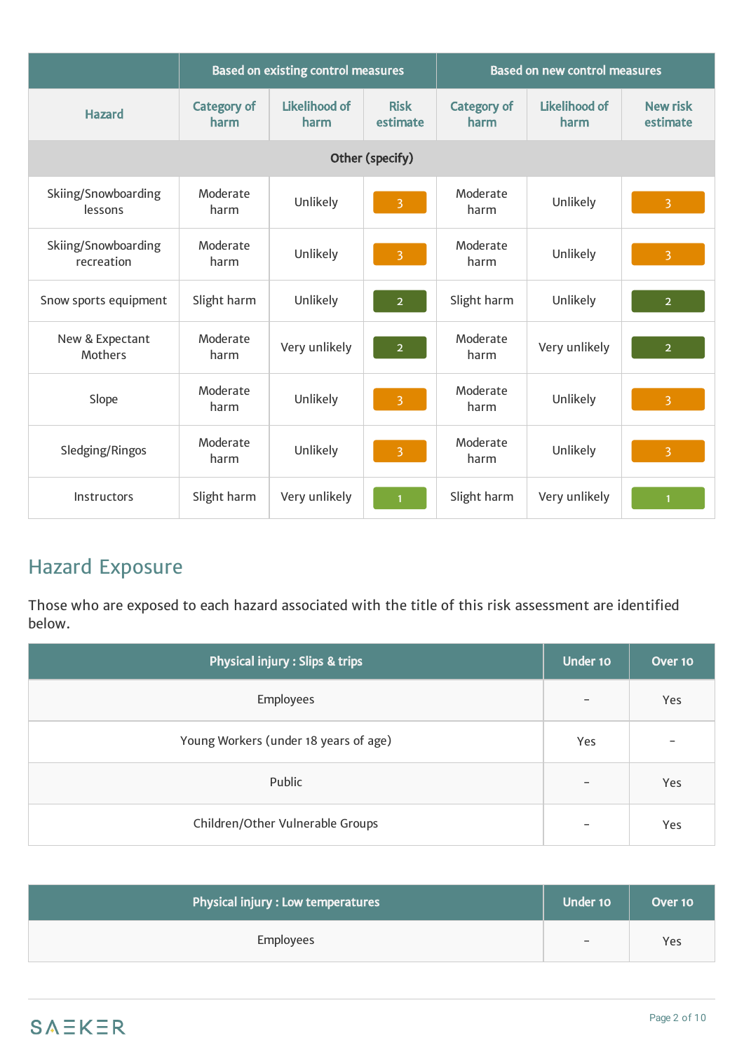| Hazard | Based on existing control measures | | | Based on new control measures | | |
|---|---|---|---|---|---|---|
| | Category of harm | Likelihood of harm | Risk estimate | Category of harm | Likelihood of harm | New risk estimate |
| **Other (specify)** | | | | | | |
| Skiing/Snowboarding lessons | Moderate harm | Unlikely | 3 | Moderate harm | Unlikely | 3 |
| Skiing/Snowboarding recreation | Moderate harm | Unlikely | 3 | Moderate harm | Unlikely | 3 |
| Snow sports equipment | Slight harm | Unlikely | 2 | Slight harm | Unlikely | 2 |
| New & Expectant Mothers | Moderate harm | Very unlikely | 2 | Moderate harm | Very unlikely | 2 |
| Slope | Moderate harm | Unlikely | 3 | Moderate harm | Unlikely | 3 |
| Sledging/Ringos | Moderate harm | Unlikely | 3 | Moderate harm | Unlikely | 3 |
| Instructors | Slight harm | Very unlikely | 1 | Slight harm | Very unlikely | 1 |

## Hazard Exposure

Those who are exposed to each hazard associated with the title of this risk assessment are identified below.

| Physical injury : Slips & trips | Under 10 | Over 10 |
|---|---|---|
| Employees | - | Yes |
| Young Workers (under 18 years of age) | Yes | - |
| Public | - | Yes |
| Children/Other Vulnerable Groups | - | Yes |

| Physical injury : Low temperatures | Under 10 | Over 10 |
|---|---|---|
| Employees | - | Yes |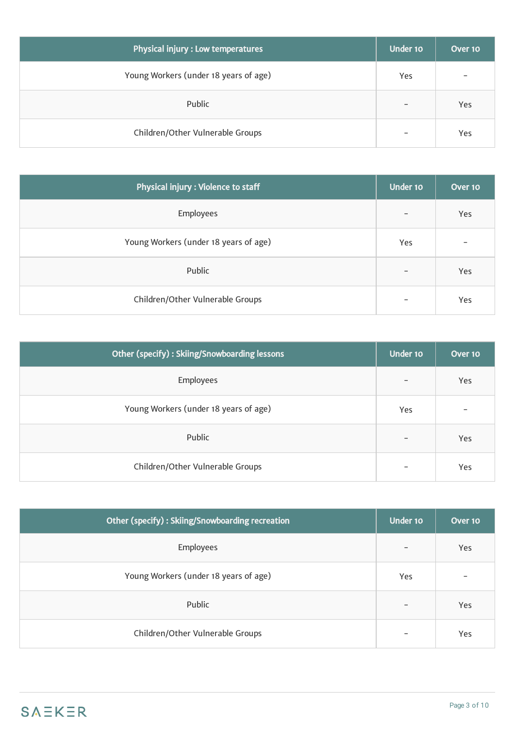| Physical injury : Low temperatures | Under 10 | Over 10 |
|---|---|---|
| Young Workers (under 18 years of age) | Yes | - |
| Public | - | Yes |
| Children/Other Vulnerable Groups | - | Yes |

| Physical injury : Violence to staff | Under 10 | Over 10 |
|---|---|---|
| Employees | - | Yes |
| Young Workers (under 18 years of age) | Yes | - |
| Public | - | Yes |
| Children/Other Vulnerable Groups | - | Yes |

| Other (specify) : Skiing/Snowboarding lessons | Under 10 | Over 10 |
|---|---|---|
| Employees | - | Yes |
| Young Workers (under 18 years of age) | Yes | - |
| Public | - | Yes |
| Children/Other Vulnerable Groups | - | Yes |

| Other (specify) : Skiing/Snowboarding recreation | Under 10 | Over 10 |
|---|---|---|
| Employees | - | Yes |
| Young Workers (under 18 years of age) | Yes | - |
| Public | - | Yes |
| Children/Other Vulnerable Groups | - | Yes |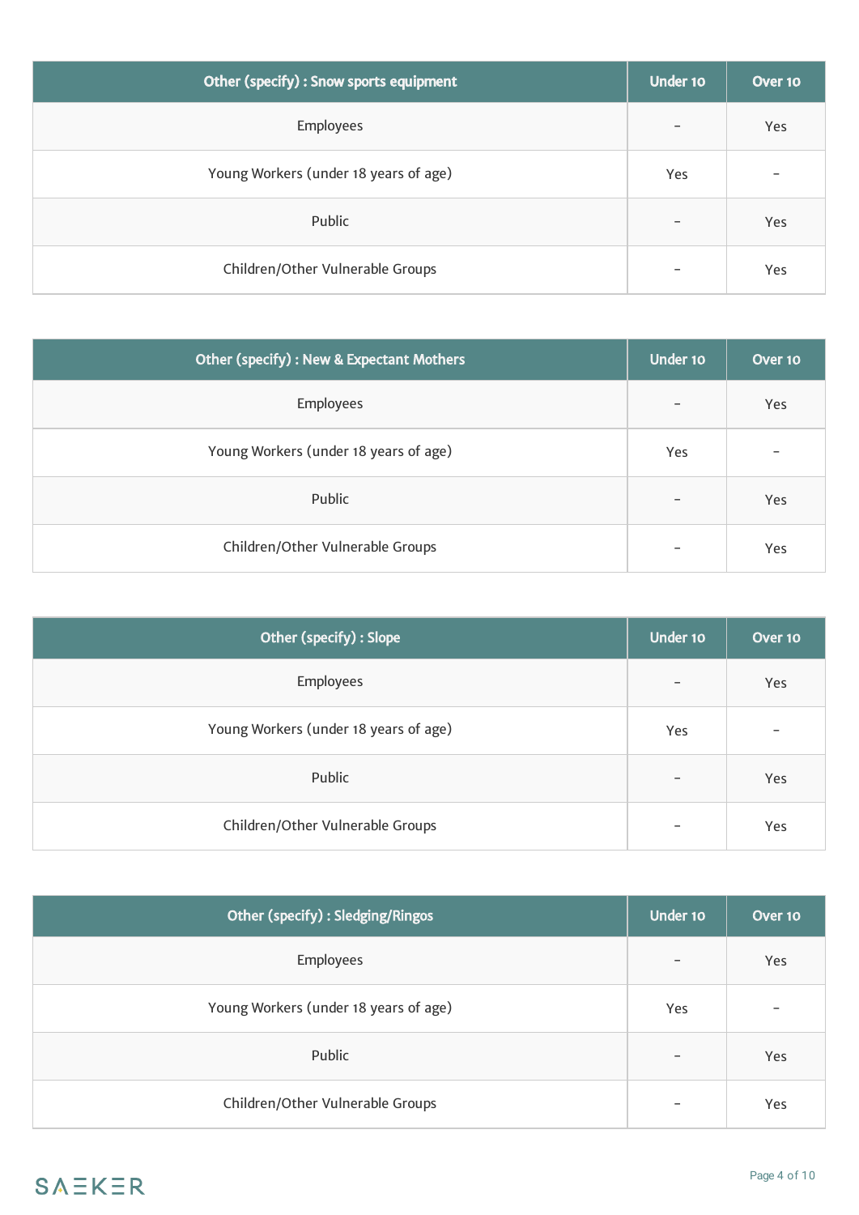| Other (specify) : Snow sports equipment | Under 10 | Over 10 |
| --- | --- | --- |
| Employees | - | Yes |
| Young Workers (under 18 years of age) | Yes | - |
| Public | - | Yes |
| Children/Other Vulnerable Groups | - | Yes |

| Other (specify) : New & Expectant Mothers | Under 10 | Over 10 |
| --- | --- | --- |
| Employees | - | Yes |
| Young Workers (under 18 years of age) | Yes | - |
| Public | - | Yes |
| Children/Other Vulnerable Groups | - | Yes |

| Other (specify) : Slope | Under 10 | Over 10 |
| --- | --- | --- |
| Employees | - | Yes |
| Young Workers (under 18 years of age) | Yes | - |
| Public | - | Yes |
| Children/Other Vulnerable Groups | - | Yes |

| Other (specify) : Sledging/Ringos | Under 10 | Over 10 |
| --- | --- | --- |
| Employees | - | Yes |
| Young Workers (under 18 years of age) | Yes | - |
| Public | - | Yes |
| Children/Other Vulnerable Groups | - | Yes |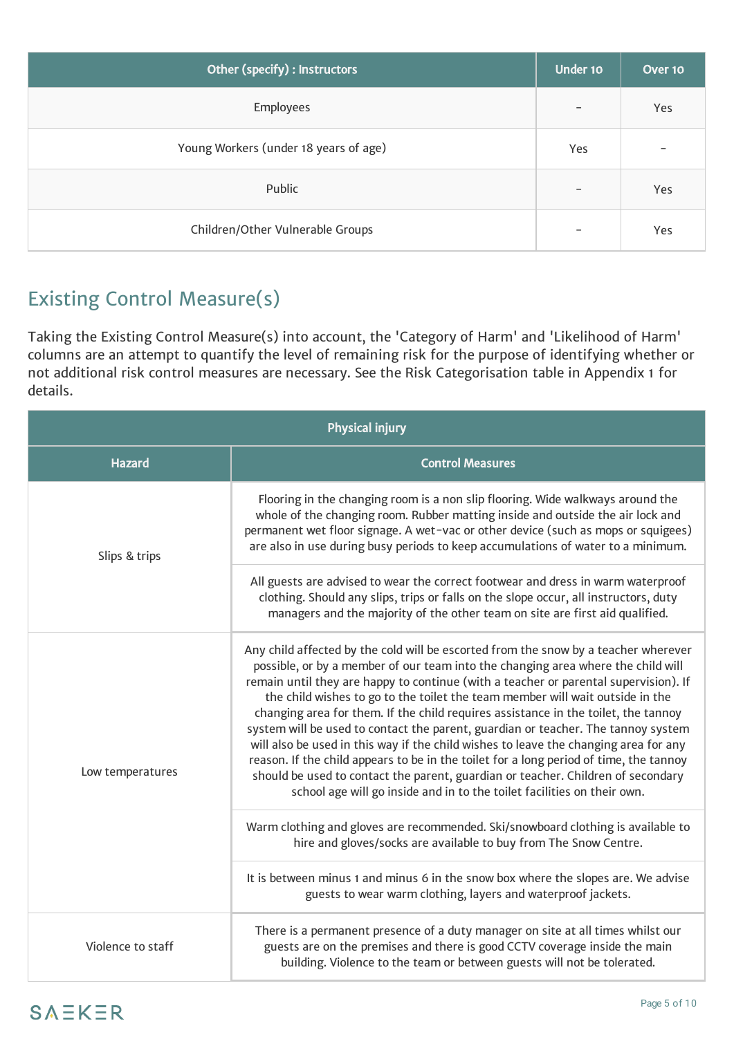| Other (specify) : Instructors | Under 10 | Over 10 |
| --- | --- | --- |
| Employees | - | Yes |
| Young Workers (under 18 years of age) | Yes | - |
| Public | - | Yes |
| Children/Other Vulnerable Groups | - | Yes |

## Existing Control Measure(s)

Taking the Existing Control Measure(s) into account, the 'Category of Harm' and 'Likelihood of Harm' columns are an attempt to quantify the level of remaining risk for the purpose of identifying whether or not additional risk control measures are necessary. See the Risk Categorisation table in Appendix 1 for details.

| Physical injury | |
| --- | --- |
| **Hazard** | **Control Measures** |
| Slips & trips | Flooring in the changing room is a non slip flooring. Wide walkways around the whole of the changing room. Rubber matting inside and outside the air lock and permanent wet floor signage. A wet-vac or other device (such as mops or squigees) are also in use during busy periods to keep accumulations of water to a minimum. |
| | All guests are advised to wear the correct footwear and dress in warm waterproof clothing. Should any slips, trips or falls on the slope occur, all instructors, duty managers and the majority of the other team on site are first aid qualified. |
| Low temperatures | Any child affected by the cold will be escorted from the snow by a teacher wherever possible, or by a member of our team into the changing area where the child will remain until they are happy to continue (with a teacher or parental supervision). If the child wishes to go to the toilet the team member will wait outside in the changing area for them. If the child requires assistance in the toilet, the tannoy system will be used to contact the parent, guardian or teacher. The tannoy system will also be used in this way if the child wishes to leave the changing area for any reason. If the child appears to be in the toilet for a long period of time, the tannoy should be used to contact the parent, guardian or teacher. Children of secondary school age will go inside and in to the toilet facilities on their own. |
| | Warm clothing and gloves are recommended. Ski/snowboard clothing is available to hire and gloves/socks are available to buy from The Snow Centre. |
| | It is between minus 1 and minus 6 in the snow box where the slopes are. We advise guests to wear warm clothing, layers and waterproof jackets. |
| Violence to staff | There is a permanent presence of a duty manager on site at all times whilst our guests are on the premises and there is good CCTV coverage inside the main building. Violence to the team or between guests will not be tolerated. |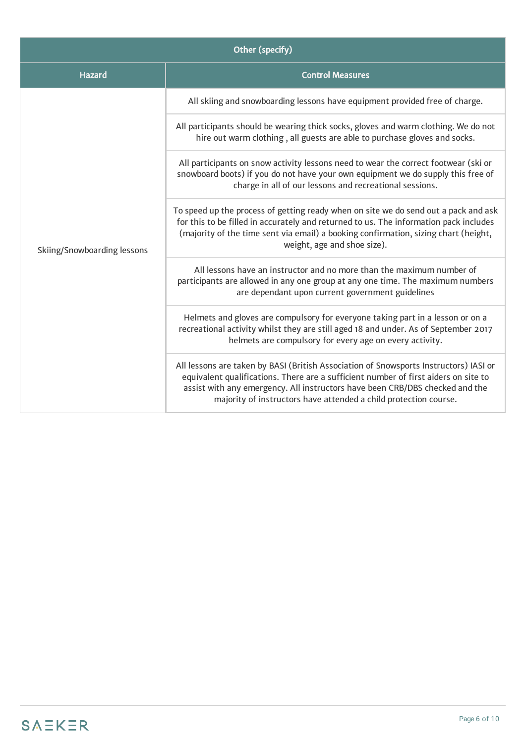| Other (specify) | |
|---|---|
| **Hazard** | **Control Measures** |
| Skiing/Snowboarding lessons | All skiing and snowboarding lessons have equipment provided free of charge. |
| | All participants should be wearing thick socks, gloves and warm clothing. We do not hire out warm clothing , all guests are able to purchase gloves and socks. |
| | All participants on snow activity lessons need to wear the correct footwear (ski or snowboard boots) if you do not have your own equipment we do supply this free of charge in all of our lessons and recreational sessions. |
| | To speed up the process of getting ready when on site we do send out a pack and ask for this to be filled in accurately and returned to us. The information pack includes (majority of the time sent via email) a booking confirmation, sizing chart (height, weight, age and shoe size). |
| | All lessons have an instructor and no more than the maximum number of participants are allowed in any one group at any one time. The maximum numbers are dependant upon current government guidelines |
| | Helmets and gloves are compulsory for everyone taking part in a lesson or on a recreational activity whilst they are still aged 18 and under. As of September 2017 helmets are compulsory for every age on every activity. |
| | All lessons are taken by BASI (British Association of Snowsports Instructors) IASI or equivalent qualifications. There are a sufficient number of first aiders on site to assist with any emergency. All instructors have been CRB/DBS checked and the majority of instructors have attended a child protection course. |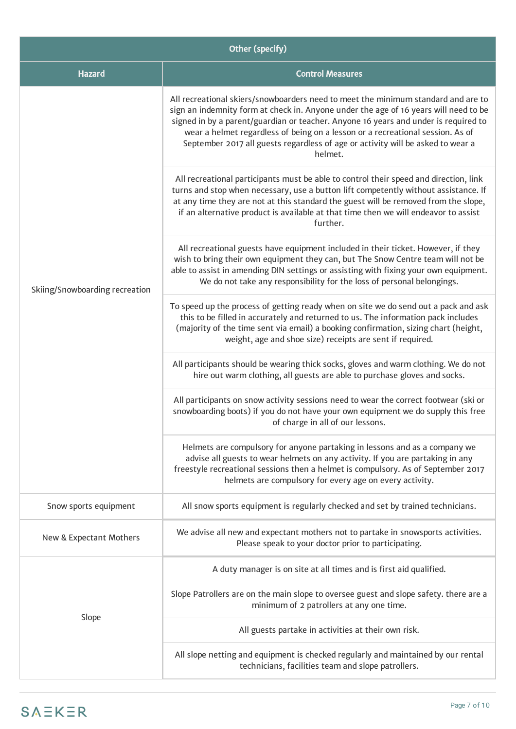| Other (specify) | |
|---|---|
| **Hazard** | **Control Measures** |
| Skiing/Snowboarding recreation | All recreational skiers/snowboarders need to meet the minimum standard and are to sign an indemnity form at check in. Anyone under the age of 16 years will need to be signed in by a parent/guardian or teacher. Anyone 16 years and under is required to wear a helmet regardless of being on a lesson or a recreational session. As of September 2017 all guests regardless of age or activity will be asked to wear a helmet. |
| | All recreational participants must be able to control their speed and direction, link turns and stop when necessary, use a button lift competently without assistance. If at any time they are not at this standard the guest will be removed from the slope, if an alternative product is available at that time then we will endeavor to assist further. |
| | All recreational guests have equipment included in their ticket. However, if they wish to bring their own equipment they can, but The Snow Centre team will not be able to assist in amending DIN settings or assisting with fixing your own equipment. We do not take any responsibility for the loss of personal belongings. |
| | To speed up the process of getting ready when on site we do send out a pack and ask this to be filled in accurately and returned to us. The information pack includes (majority of the time sent via email) a booking confirmation, sizing chart (height, weight, age and shoe size) receipts are sent if required. |
| | All participants should be wearing thick socks, gloves and warm clothing. We do not hire out warm clothing, all guests are able to purchase gloves and socks. |
| | All participants on snow activity sessions need to wear the correct footwear (ski or snowboarding boots) if you do not have your own equipment we do supply this free of charge in all of our lessons. |
| | Helmets are compulsory for anyone partaking in lessons and as a company we advise all guests to wear helmets on any activity. If you are partaking in any freestyle recreational sessions then a helmet is compulsory. As of September 2017 helmets are compulsory for every age on every activity. |
| Snow sports equipment | All snow sports equipment is regularly checked and set by trained technicians. |
| New & Expectant Mothers | We advise all new and expectant mothers not to partake in snowsports activities. Please speak to your doctor prior to participating. |
| Slope | A duty manager is on site at all times and is first aid qualified. |
| | Slope Patrollers are on the main slope to oversee guest and slope safety. there are a minimum of 2 patrollers at any one time. |
| | All guests partake in activities at their own risk. |
| | All slope netting and equipment is checked regularly and maintained by our rental technicians, facilities team and slope patrollers. |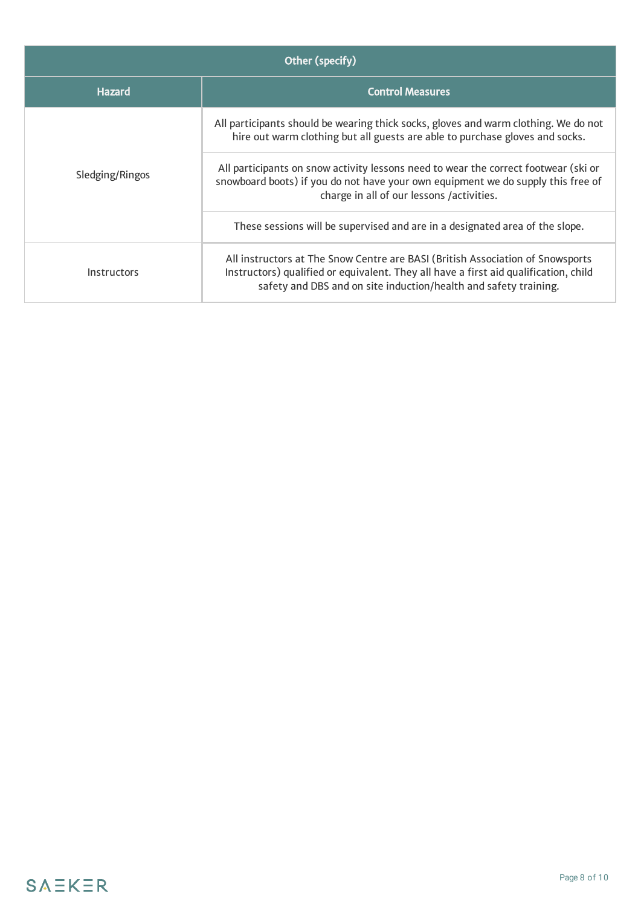| Other (specify) | |
|---|---|
| **Hazard** | **Control Measures** |
| Sledging/Ringos | All participants should be wearing thick socks, gloves and warm clothing. We do not hire out warm clothing but all guests are able to purchase gloves and socks. |
| | All participants on snow activity lessons need to wear the correct footwear (ski or snowboard boots) if you do not have your own equipment we do supply this free of charge in all of our lessons /activities. |
| | These sessions will be supervised and are in a designated area of the slope. |
| Instructors | All instructors at The Snow Centre are BASI (British Association of Snowsports Instructors) qualified or equivalent. They all have a first aid qualification, child safety and DBS and on site induction/health and safety training. |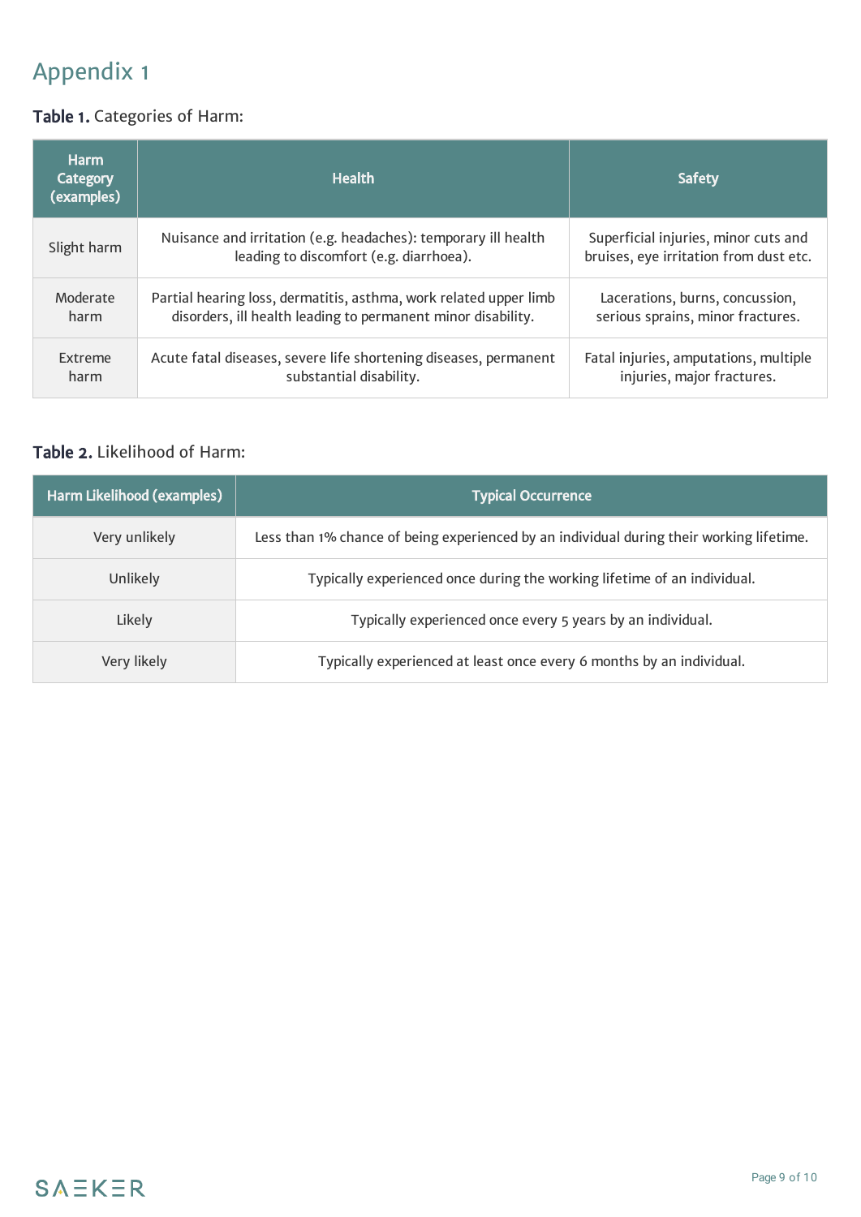# Appendix 1

**Table 1.** Categories of Harm:

| Harm Category (examples) | Health | Safety |
|---|---|---|
| Slight harm | Nuisance and irritation (e.g. headaches): temporary ill health leading to discomfort (e.g. diarrhoea). | Superficial injuries, minor cuts and bruises, eye irritation from dust etc. |
| Moderate harm | Partial hearing loss, dermatitis, asthma, work related upper limb disorders, ill health leading to permanent minor disability. | Lacerations, burns, concussion, serious sprains, minor fractures. |
| Extreme harm | Acute fatal diseases, severe life shortening diseases, permanent substantial disability. | Fatal injuries, amputations, multiple injuries, major fractures. |

**Table 2.** Likelihood of Harm:

| Harm Likelihood (examples) | Typical Occurrence |
|---|---|
| Very unlikely | Less than 1% chance of being experienced by an individual during their working lifetime. |
| Unlikely | Typically experienced once during the working lifetime of an individual. |
| Likely | Typically experienced once every 5 years by an individual. |
| Very likely | Typically experienced at least once every 6 months by an individual. |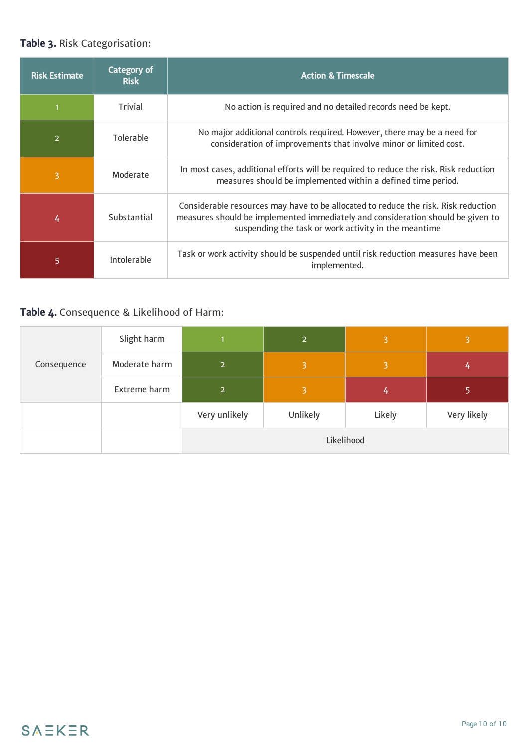**Table 3.** Risk Categorisation:

| Risk Estimate | Category of Risk | Action & Timescale |
|---|---|---|
| 1 | Trivial | No action is required and no detailed records need be kept. |
| 2 | Tolerable | No major additional controls required. However, there may be a need for consideration of improvements that involve minor or limited cost. |
| 3 | Moderate | In most cases, additional efforts will be required to reduce the risk. Risk reduction measures should be implemented within a defined time period. |
| 4 | Substantial | Considerable resources may have to be allocated to reduce the risk. Risk reduction measures should be implemented immediately and consideration should be given to suspending the task or work activity in the meantime |
| 5 | Intolerable | Task or work activity should be suspended until risk reduction measures have been implemented. |

**Table 4.** Consequence & Likelihood of Harm:

| | | | | | |
|---|---|---|---|---|---|
| Consequence | Slight harm | 1 | 2 | 3 | 3 |
| | Moderate harm | 2 | 3 | 3 | 4 |
| | Extreme harm | 2 | 3 | 4 | 5 |
| | | Very unlikely | Unlikely | Likely | Very likely |
| | | Likelihood | | | |